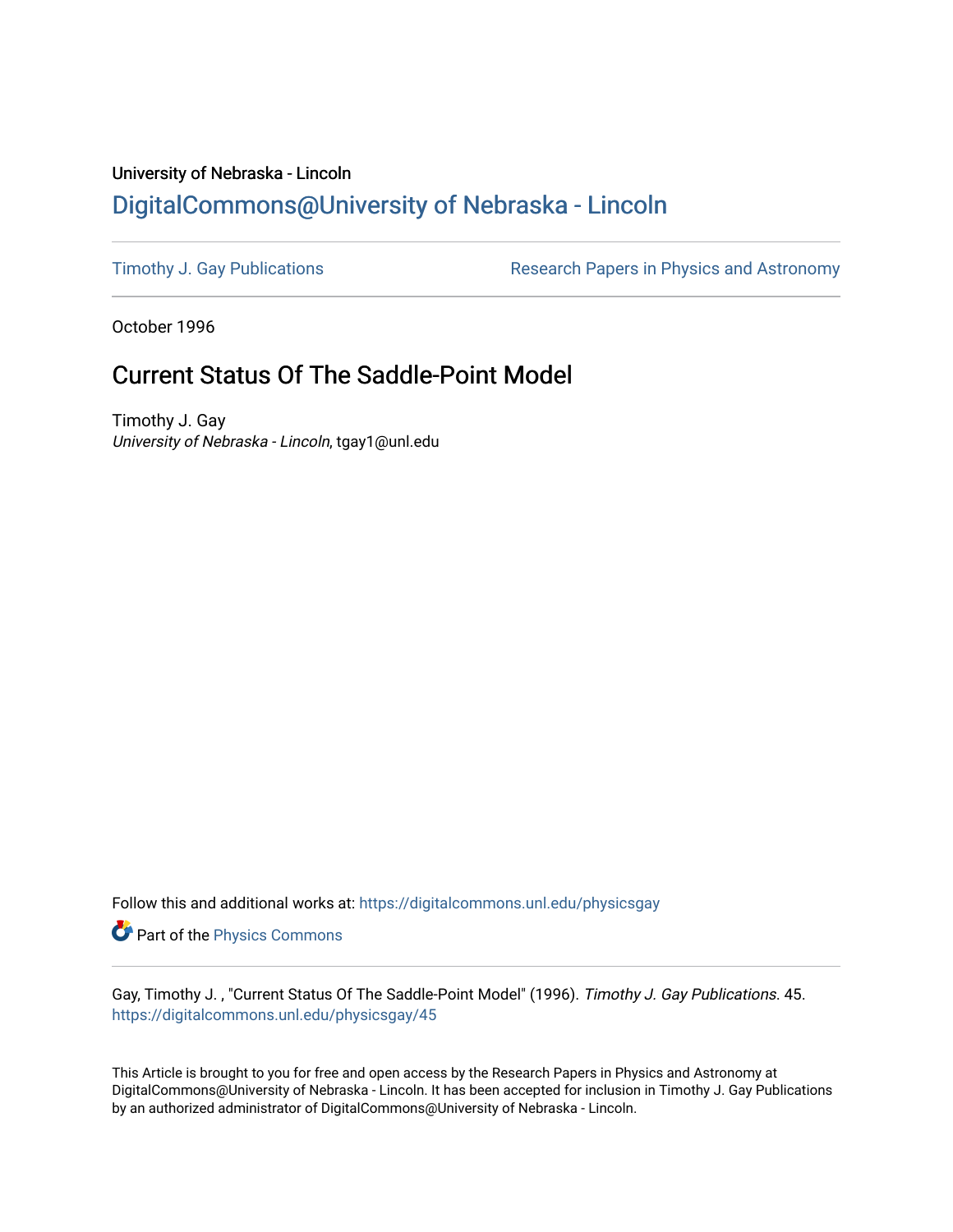University of Nebraska - Lincoln

## DigitalCommons@University of Nebraska - Lincoln

Timothy J. Gay Publications

Research Papers in Physics and Astronomy

October 1996

# Current Status Of The Saddle-Point Model

Timothy J. Gay
*University of Nebraska - Lincoln*, tgay1@unl.edu

Follow this and additional works at: https://digitalcommons.unl.edu/physicsgay

Part of the Physics Commons

Gay, Timothy J. , "Current Status Of The Saddle-Point Model" (1996). *Timothy J. Gay Publications*. 45.
https://digitalcommons.unl.edu/physicsgay/45

This Article is brought to you for free and open access by the Research Papers in Physics and Astronomy at DigitalCommons@University of Nebraska - Lincoln. It has been accepted for inclusion in Timothy J. Gay Publications by an authorized administrator of DigitalCommons@University of Nebraska - Lincoln.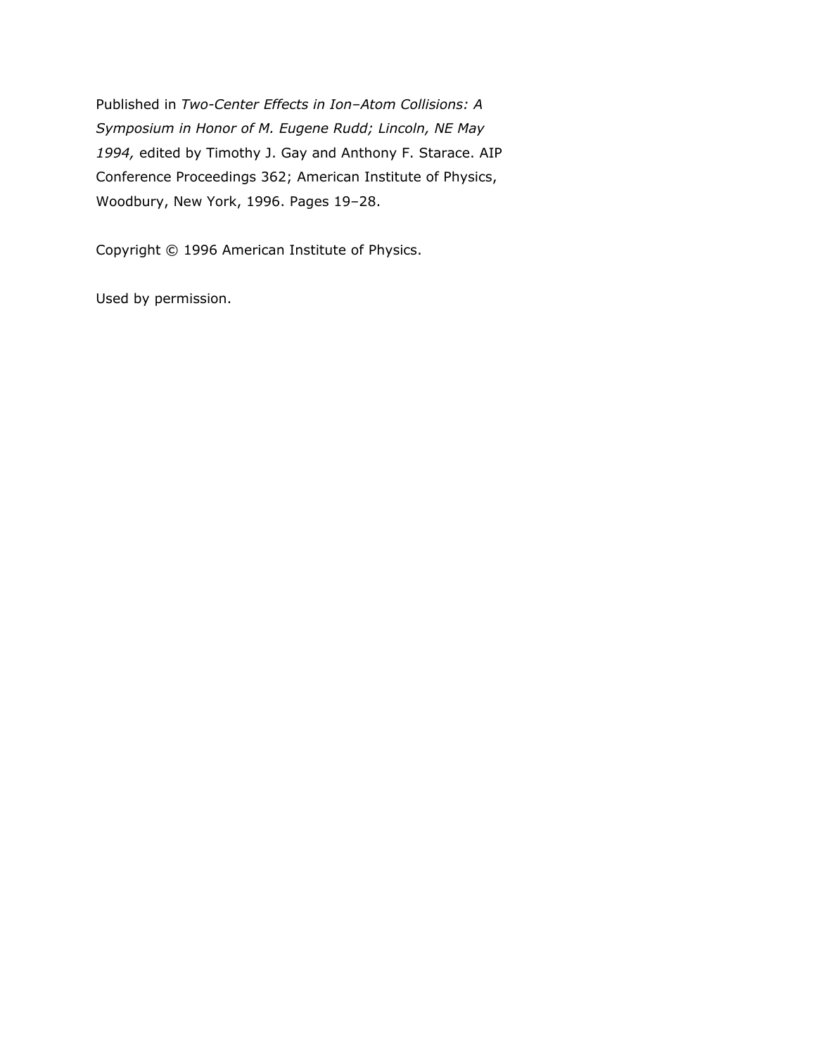Published in *Two-Center Effects in Ion–Atom Collisions: A Symposium in Honor of M. Eugene Rudd; Lincoln, NE May 1994,* edited by Timothy J. Gay and Anthony F. Starace. AIP Conference Proceedings 362; American Institute of Physics, Woodbury, New York, 1996. Pages 19–28.

Copyright © 1996 American Institute of Physics.

Used by permission.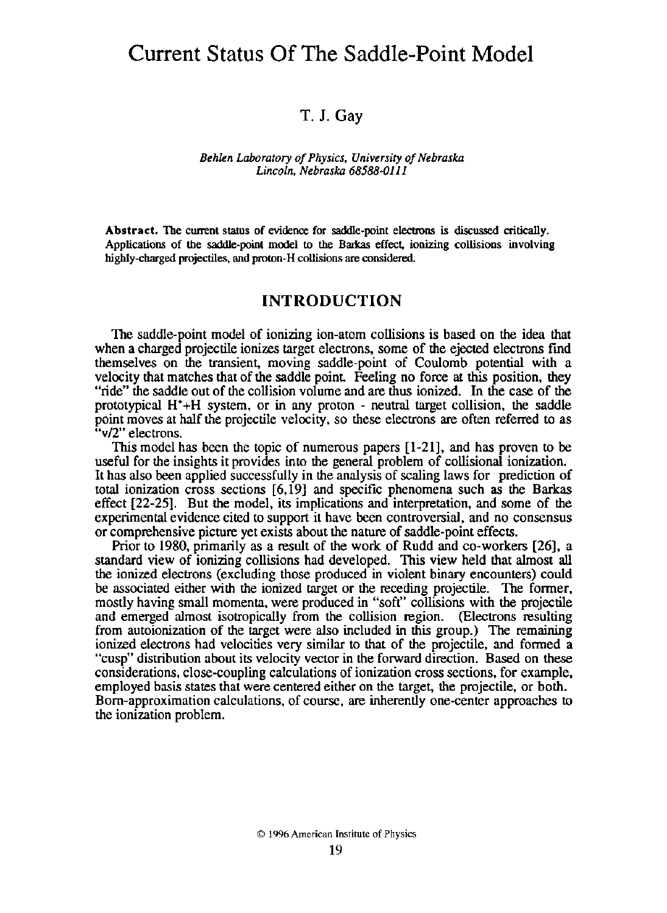# Current Status Of The Saddle-Point Model

T. J. Gay

*Behlen Laboratory of Physics, University of Nebraska*
*Lincoln, Nebraska 68588-0111*

**Abstract.** The current status of evidence for saddle-point electrons is discussed critically. Applications of the saddle-point model to the Barkas effect, ionizing collisions involving highly-charged projectiles, and proton-H collisions are considered.

## INTRODUCTION

The saddle-point model of ionizing ion-atom collisions is based on the idea that when a charged projectile ionizes target electrons, some of the ejected electrons find themselves on the transient, moving saddle-point of Coulomb potential with a velocity that matches that of the saddle point. Feeling no force at this position, they "ride" the saddle out of the collision volume and are thus ionized. In the case of the prototypical $H^{+}$+H system, or in any proton - neutral target collision, the saddle point moves at half the projectile velocity, so these electrons are often referred to as "v/2" electrons.

This model has been the topic of numerous papers [1-21], and has proven to be useful for the insights it provides into the general problem of collisional ionization. It has also been applied successfully in the analysis of scaling laws for prediction of total ionization cross sections [6,19] and specific phenomena such as the Barkas effect [22-25]. But the model, its implications and interpretation, and some of the experimental evidence cited to support it have been controversial, and no consensus or comprehensive picture yet exists about the nature of saddle-point effects.

Prior to 1980, primarily as a result of the work of Rudd and co-workers [26], a standard view of ionizing collisions had developed. This view held that almost all the ionized electrons (excluding those produced in violent binary encounters) could be associated either with the ionized target or the receding projectile. The former, mostly having small momenta, were produced in "soft" collisions with the projectile and emerged almost isotropically from the collision region. (Electrons resulting from autoionization of the target were also included in this group.) The remaining ionized electrons had velocities very similar to that of the projectile, and formed a "cusp" distribution about its velocity vector in the forward direction. Based on these considerations, close-coupling calculations of ionization cross sections, for example, employed basis states that were centered either on the target, the projectile, or both. Born-approximation calculations, of course, are inherently one-center approaches to the ionization problem.

© 1996 American Institute of Physics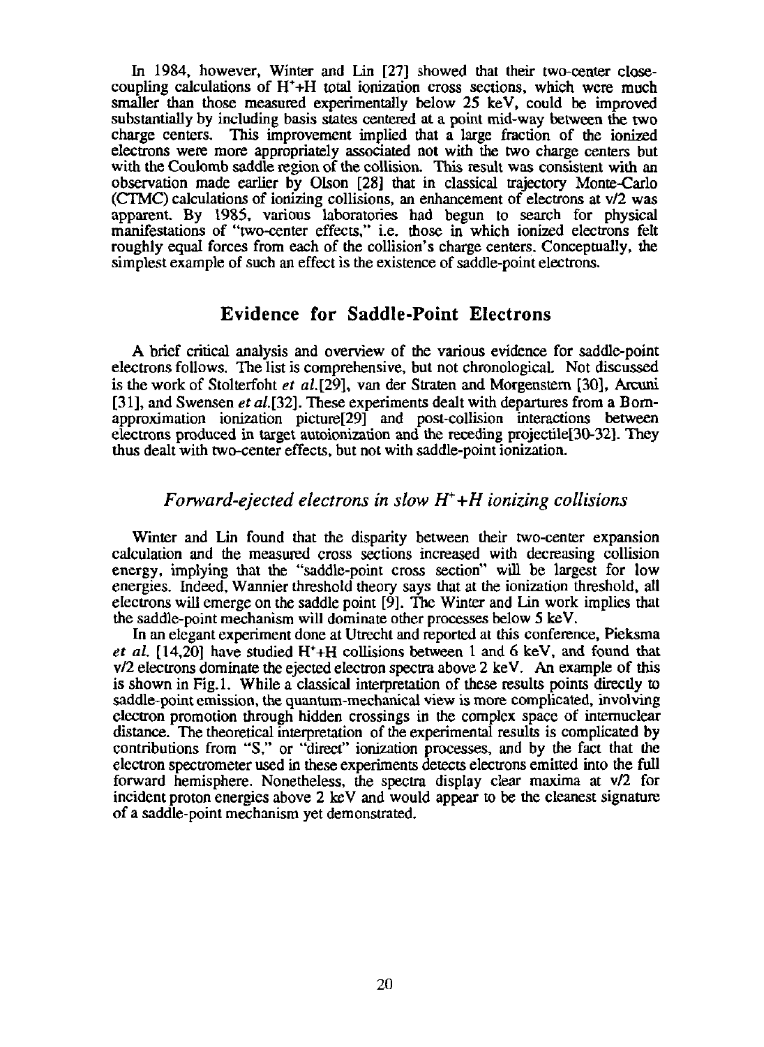In 1984, however, Winter and Lin [27] showed that their two-center close-coupling calculations of $H^{+}$+H total ionization cross sections, which were much smaller than those measured experimentally below 25 keV, could be improved substantially by including basis states centered at a point mid-way between the two charge centers. This improvement implied that a large fraction of the ionized electrons were more appropriately associated not with the two charge centers but with the Coulomb saddle region of the collision. This result was consistent with an observation made earlier by Olson [28] that in classical trajectory Monte-Carlo (CTMC) calculations of ionizing collisions, an enhancement of electrons at v/2 was apparent. By 1985, various laboratories had begun to search for physical manifestations of "two-center effects," i.e. those in which ionized electrons felt roughly equal forces from each of the collision's charge centers. Conceptually, the simplest example of such an effect is the existence of saddle-point electrons.

## Evidence for Saddle-Point Electrons

A brief critical analysis and overview of the various evidence for saddle-point electrons follows. The list is comprehensive, but not chronological. Not discussed is the work of Stolterfoht *et al.*[29], van der Straten and Morgenstern [30], Arcuni [31], and Swensen *et al.*[32]. These experiments dealt with departures from a Born-approximation ionization picture[29] and post-collision interactions between electrons produced in target autoionization and the receding projectile[30-32]. They thus dealt with two-center effects, but not with saddle-point ionization.

### *Forward-ejected electrons in slow $H^{+}$+H ionizing collisions*

Winter and Lin found that the disparity between their two-center expansion calculation and the measured cross sections increased with decreasing collision energy, implying that the "saddle-point cross section" will be largest for low energies. Indeed, Wannier threshold theory says that at the ionization threshold, all electrons will emerge on the saddle point [9]. The Winter and Lin work implies that the saddle-point mechanism will dominate other processes below 5 keV.

In an elegant experiment done at Utrecht and reported at this conference, Pieksma *et al.* [14,20] have studied $H^{+}$+H collisions between 1 and 6 keV, and found that v/2 electrons dominate the ejected electron spectra above 2 keV. An example of this is shown in Fig.1. While a classical interpretation of these results points directly to saddle-point emission, the quantum-mechanical view is more complicated, involving electron promotion through hidden crossings in the complex space of internuclear distance. The theoretical interpretation of the experimental results is complicated by contributions from "S," or "direct" ionization processes, and by the fact that the electron spectrometer used in these experiments detects electrons emitted into the full forward hemisphere. Nonetheless, the spectra display clear maxima at v/2 for incident proton energies above 2 keV and would appear to be the cleanest signature of a saddle-point mechanism yet demonstrated.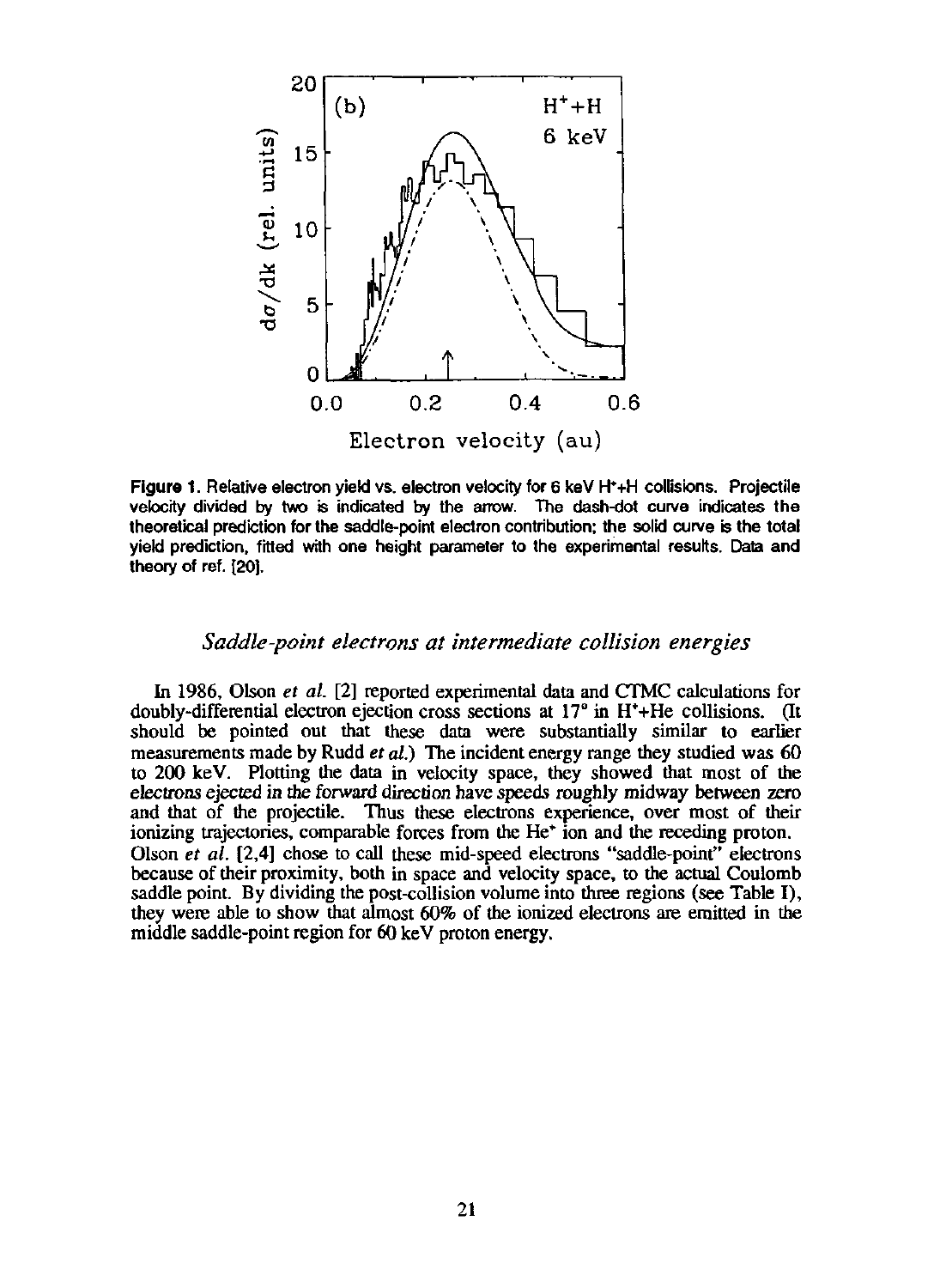Figure 1. Relative electron yield vs. electron velocity for 6 keV $H^+$+H collisions. Projectile velocity divided by two is indicated by the arrow. The dash-dot curve indicates the theoretical prediction for the saddle-point electron contribution; the solid curve is the total yield prediction, fitted with one height parameter to the experimental results. Data and theory of ref. [20].

## *Saddle-point electrons at intermediate collision energies*

In 1986, Olson *et al.* [2] reported experimental data and CTMC calculations for doubly-differential electron ejection cross sections at 17° in $H^+$+He collisions. (It should be pointed out that these data were substantially similar to earlier measurements made by Rudd *et al.*) The incident energy range they studied was 60 to 200 keV. Plotting the data in velocity space, they showed that most of the electrons ejected in the forward direction have speeds roughly midway between zero and that of the projectile. Thus these electrons experience, over most of their ionizing trajectories, comparable forces from the $He^+$ ion and the receding proton. Olson *et al.* [2,4] chose to call these mid-speed electrons "saddle-point" electrons because of their proximity, both in space and velocity space, to the actual Coulomb saddle point. By dividing the post-collision volume into three regions (see Table I), they were able to show that almost 60% of the ionized electrons are emitted in the middle saddle-point region for 60 keV proton energy.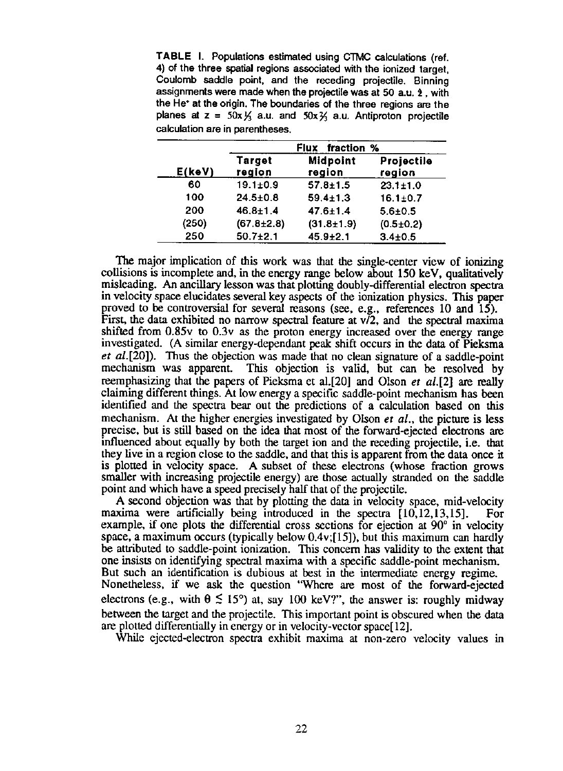**TABLE I.** Populations estimated using CTMC calculations (ref. 4) of the three spatial regions associated with the ionized target, Coulomb saddle point, and the receding projectile. Binning assignments were made when the projectile was at 50 a.u. $\hat{z}$, with the He$^+$ at the origin. The boundaries of the three regions are the planes at z = $50 \times \frac{1}{3}$ a.u. and $50 \times \frac{2}{3}$ a.u. Antiproton projectile calculation are in parentheses.

| | Flux fraction % | | |
|---|---|---|---|
| E(keV) | Target region | Midpoint region | Projectile region |
| 60 | 19.1±0.9 | 57.8±1.5 | 23.1±1.0 |
| 100 | 24.5±0.8 | 59.4±1.3 | 16.1±0.7 |
| 200 | 46.8±1.4 | 47.6±1.4 | 5.6±0.5 |
| (250) | (67.8±2.8) | (31.8±1.9) | (0.5±0.2) |
| 250 | 50.7±2.1 | 45.9±2.1 | 3.4±0.5 |

The major implication of this work was that the single-center view of ionizing collisions is incomplete and, in the energy range below about 150 keV, qualitatively misleading. An ancillary lesson was that plotting doubly-differential electron spectra in velocity space elucidates several key aspects of the ionization physics. This paper proved to be controversial for several reasons (see, e.g., references 10 and 15). First, the data exhibited no narrow spectral feature at $v/2$, and the spectral maxima shifted from 0.85v to 0.3v as the proton energy increased over the energy range investigated. (A similar energy-dependant peak shift occurs in the data of Pieksma *et al.*[20]). Thus the objection was made that no clean signature of a saddle-point mechanism was apparent. This objection is valid, but can be resolved by reemphasizing that the papers of Pieksma et al.[20] and Olson *et al.*[2] are really claiming different things. At low energy a specific saddle-point mechanism has been identified and the spectra bear out the predictions of a calculation based on this mechanism. At the higher energies investigated by Olson *et al.*, the picture is less precise, but is still based on the idea that most of the forward-ejected electrons are influenced about equally by both the target ion and the receding projectile, i.e. that they live in a region close to the saddle, and that this is apparent from the data once it is plotted in velocity space. A subset of these electrons (whose fraction grows smaller with increasing projectile energy) are those actually stranded on the saddle point and which have a speed precisely half that of the projectile.

A second objection was that by plotting the data in velocity space, mid-velocity maxima were artificially being introduced in the spectra [10,12,13,15]. For example, if one plots the differential cross sections for ejection at 90° in velocity space, a maximum occurs (typically below 0.4v;[15]), but this maximum can hardly be attributed to saddle-point ionization. This concern has validity to the extent that one insists on identifying spectral maxima with a specific saddle-point mechanism. But such an identification is dubious at best in the intermediate energy regime. Nonetheless, if we ask the question "Where are most of the forward-ejected electrons (e.g., with $\theta \lesssim 15°$) at, say 100 keV?", the answer is: roughly midway between the target and the projectile. This important point is obscured when the data are plotted differentially in energy or in velocity-vector space[12].

While ejected-electron spectra exhibit maxima at non-zero velocity values in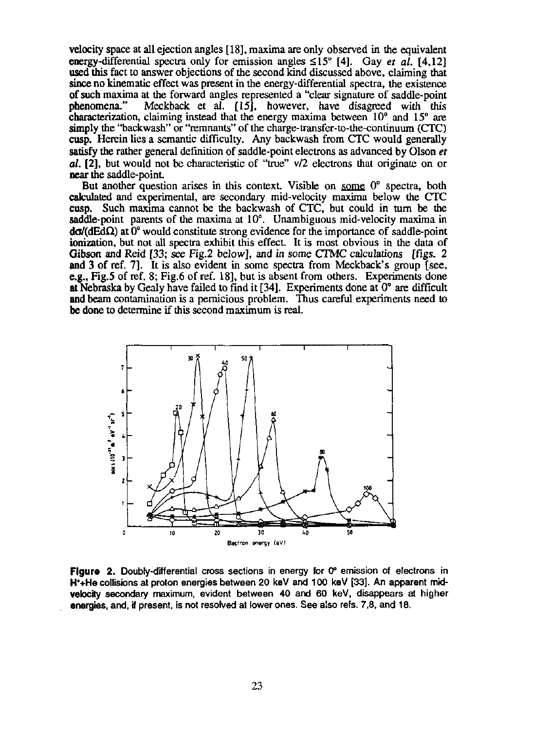velocity space at all ejection angles [18], maxima are only observed in the equivalent energy-differential spectra only for emission angles ≤15° [4]. Gay *et al.* [4,12] used this fact to answer objections of the second kind discussed above, claiming that since no kinematic effect was present in the energy-differential spectra, the existence of such maxima at the forward angles represented a "clear signature of saddle-point phenomena." Meckback et al. [15], however, have disagreed with this characterization, claiming instead that the energy maxima between 10° and 15° are simply the "backwash" or "remnants" of the charge-transfer-to-the-continuum (CTC) cusp. Herein lies a semantic difficulty. Any backwash from CTC would generally satisfy the rather general definition of saddle-point electrons as advanced by Olson *et al.* [2], but would not be characteristic of "true" v/2 electrons that originate on or near the saddle-point.

But another question arises in this context. Visible on some 0° spectra, both calculated and experimental, are secondary mid-velocity maxima below the CTC cusp. Such maxima cannot be the backwash of CTC, but could in turn be the saddle-point parents of the maxima at 10°. Unambiguous mid-velocity maxima in $d\sigma/(dEd\Omega)$ at 0° would constitute strong evidence for the importance of saddle-point ionization, but not all spectra exhibit this effect. It is most obvious in the data of Gibson and Reid [33; see Fig.2 below], and in some CTMC calculations [figs. 2 and 3 of ref. 7]. It is also evident in some spectra from Meckback's group [see, e.g., Fig.5 of ref. 8; Fig.6 of ref. 18], but is absent from others. Experiments done at Nebraska by Gealy have failed to find it [34]. Experiments done at 0° are difficult and beam contamination is a pernicious problem. Thus careful experiments need to be done to determine if this second maximum is real.

**Figure 2.** Doubly-differential cross sections in energy for 0° emission of electrons in $H^{+}$+He collisions at proton energies between 20 keV and 100 keV [33]. An apparent mid-velocity secondary maximum, evident between 40 and 60 keV, disappears at higher energies, and, if present, is not resolved at lower ones. See also refs. 7,8, and 18.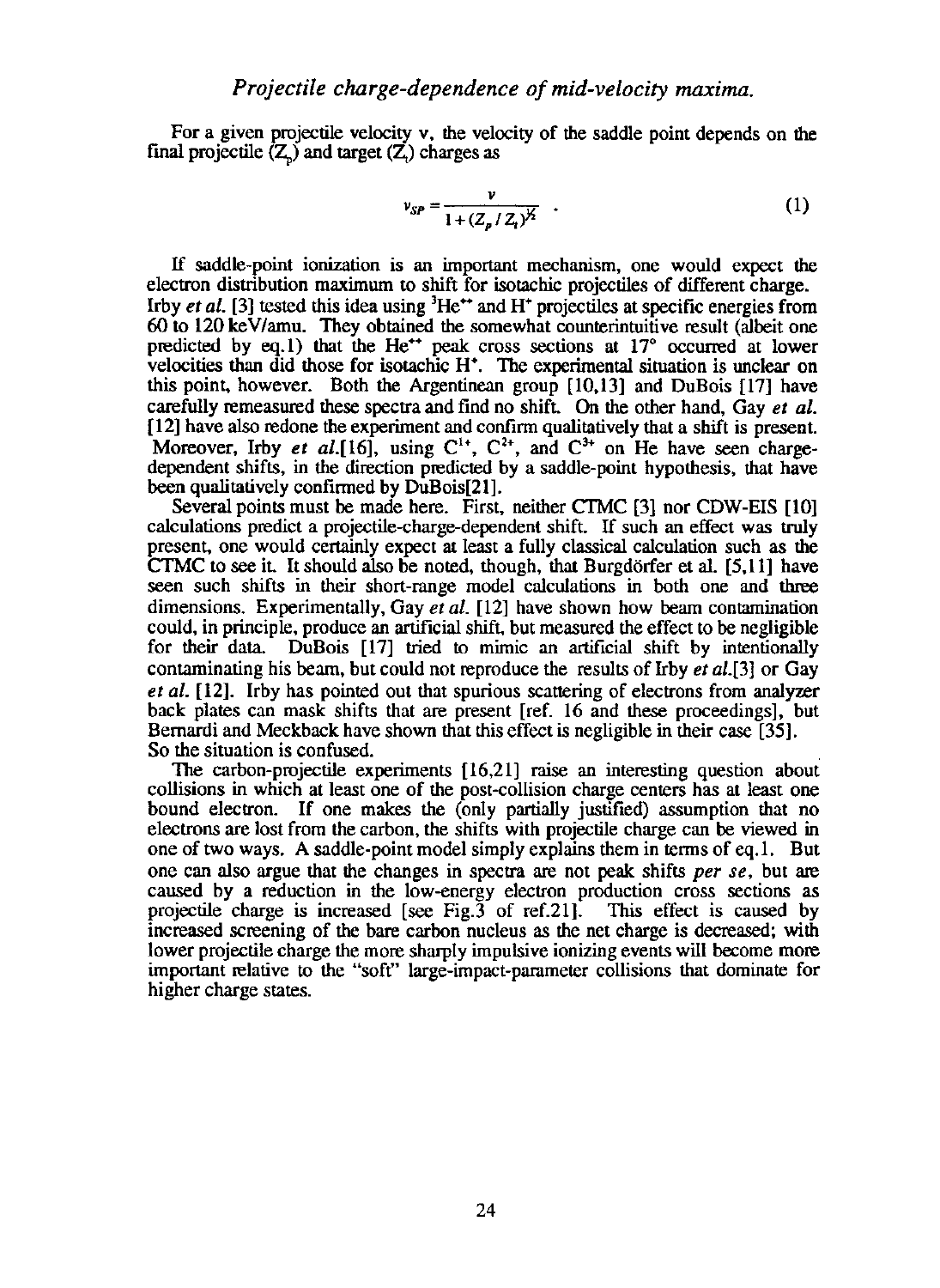## *Projectile charge-dependence of mid-velocity maxima.*

For a given projectile velocity v, the velocity of the saddle point depends on the final projectile ($Z_p$) and target ($Z_t$) charges as

$$v_{SP} = \frac{v}{1 + (Z_p / Z_t)^{1/2}} \quad . \tag{1}$$

If saddle-point ionization is an important mechanism, one would expect the electron distribution maximum to shift for isotachic projectiles of different charge. Irby *et al.* [3] tested this idea using $^3He^{++}$ and $H^+$ projectiles at specific energies from 60 to 120 keV/amu. They obtained the somewhat counterintuitive result (albeit one predicted by eq.1) that the $He^{++}$ peak cross sections at 17° occurred at lower velocities than did those for isotachic $H^+$. The experimental situation is unclear on this point, however. Both the Argentinean group [10,13] and DuBois [17] have carefully remeasured these spectra and find no shift. On the other hand, Gay *et al.* [12] have also redone the experiment and confirm qualitatively that a shift is present. Moreover, Irby *et al.*[16], using $C^{1+}$, $C^{2+}$, and $C^{3+}$ on He have seen charge-dependent shifts, in the direction predicted by a saddle-point hypothesis, that have been qualitatively confirmed by DuBois[21].

Several points must be made here. First, neither CTMC [3] nor CDW-EIS [10] calculations predict a projectile-charge-dependent shift. If such an effect was truly present, one would certainly expect at least a fully classical calculation such as the CTMC to see it. It should also be noted, though, that Burgdörfer et al. [5,11] have seen such shifts in their short-range model calculations in both one and three dimensions. Experimentally, Gay *et al.* [12] have shown how beam contamination could, in principle, produce an artificial shift, but measured the effect to be negligible for their data. DuBois [17] tried to mimic an artificial shift by intentionally contaminating his beam, but could not reproduce the results of Irby *et al.*[3] or Gay *et al.* [12]. Irby has pointed out that spurious scattering of electrons from analyzer back plates can mask shifts that are present [ref. 16 and these proceedings], but Bernardi and Meckback have shown that this effect is negligible in their case [35]. So the situation is confused.

The carbon-projectile experiments [16,21] raise an interesting question about collisions in which at least one of the post-collision charge centers has at least one bound electron. If one makes the (only partially justified) assumption that no electrons are lost from the carbon, the shifts with projectile charge can be viewed in one of two ways. A saddle-point model simply explains them in terms of eq.1. But one can also argue that the changes in spectra are not peak shifts *per se*, but are caused by a reduction in the low-energy electron production cross sections as projectile charge is increased [see Fig.3 of ref.21]. This effect is caused by increased screening of the bare carbon nucleus as the net charge is decreased; with lower projectile charge the more sharply impulsive ionizing events will become more important relative to the "soft" large-impact-parameter collisions that dominate for higher charge states.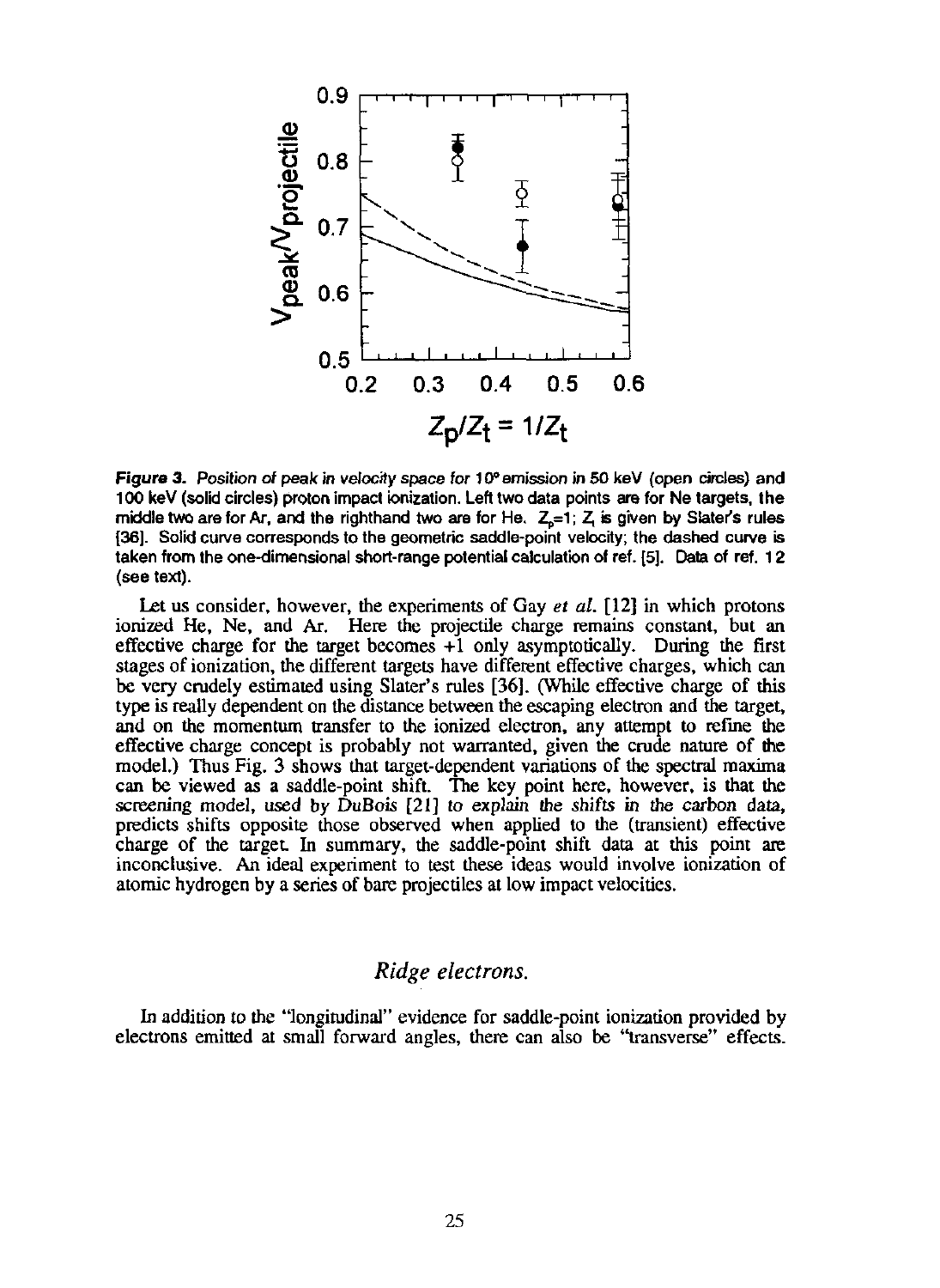**Figure 3.** *Position of peak in velocity space for 10° emission in 50 keV (open circles) and 100 keV (solid circles) proton impact ionization. Left two data points are for Ne targets, the middle two are for Ar, and the righthand two are for He. $Z_p$=1; $Z_t$ is given by Slater's rules [36]. Solid curve corresponds to the geometric saddle-point velocity; the dashed curve is taken from the one-dimensional short-range potential calculation of ref. [5]. Data of ref. 12 (see text).*

Let us consider, however, the experiments of Gay *et al.* [12] in which protons ionized He, Ne, and Ar. Here the projectile charge remains constant, but an effective charge for the target becomes +1 only asymptotically. During the first stages of ionization, the different targets have different effective charges, which can be very crudely estimated using Slater's rules [36]. (While effective charge of this type is really dependent on the distance between the escaping electron and the target, and on the momentum transfer to the ionized electron, any attempt to refine the effective charge concept is probably not warranted, given the crude nature of the model.) Thus Fig. 3 shows that target-dependent variations of the spectral maxima can be viewed as a saddle-point shift. The key point here, however, is that the screening model, used by DuBois [21] *to explain the shifts in the carbon data*, predicts shifts opposite those observed when applied to the (transient) effective charge of the target. In summary, the saddle-point shift data at this point are inconclusive. An ideal experiment to test these ideas would involve ionization of atomic hydrogen by a series of bare projectiles at low impact velocities.

## *Ridge electrons.*

In addition to the "longitudinal" evidence for saddle-point ionization provided by electrons emitted at small forward angles, there can also be "transverse" effects.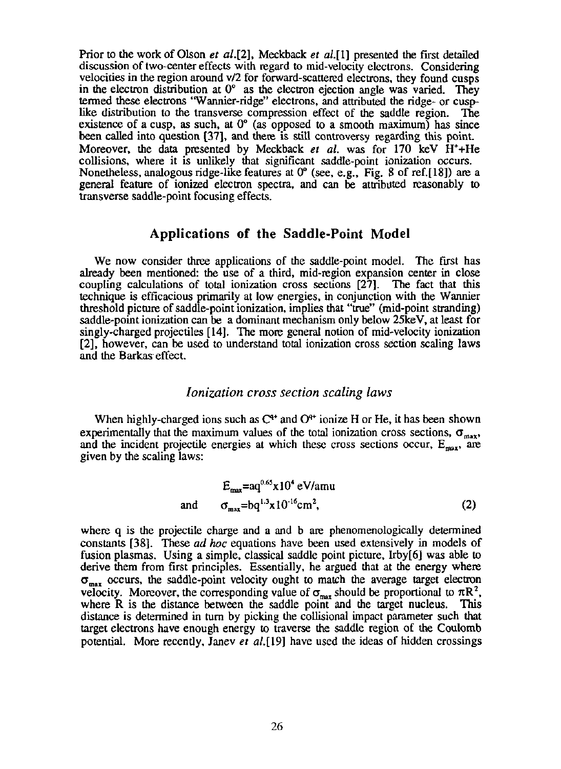Prior to the work of Olson *et al.*[2], Meckback *et al.*[1] presented the first detailed discussion of two-center effects with regard to mid-velocity electrons. Considering velocities in the region around v/2 for forward-scattered electrons, they found cusps in the electron distribution at 0° as the electron ejection angle was varied. They termed these electrons "Wannier-ridge" electrons, and attributed the ridge- or cusp-like distribution to the transverse compression effect of the saddle region. The existence of a cusp, as such, at 0° (as opposed to a smooth maximum) has since been called into question [37], and there is still controversy regarding this point. Moreover, the data presented by Meckback *et al.* was for 170 keV $H^{+}$+He collisions, where it is unlikely that significant saddle-point ionization occurs. Nonetheless, analogous ridge-like features at 0° (see, e.g., Fig. 8 of ref.[18]) are a general feature of ionized electron spectra, and can be attributed reasonably to transverse saddle-point focusing effects.

## Applications of the Saddle-Point Model

We now consider three applications of the saddle-point model. The first has already been mentioned: the use of a third, mid-region expansion center in close coupling calculations of total ionization cross sections [27]. The fact that this technique is efficacious primarily at low energies, in conjunction with the Wannier threshold picture of saddle-point ionization, implies that "true" (mid-point stranding) saddle-point ionization can be a dominant mechanism only below 25keV, at least for singly-charged projectiles [14]. The more general notion of mid-velocity ionization [2], however, can be used to understand total ionization cross section scaling laws and the Barkas effect.

### *Ionization cross section scaling laws*

When highly-charged ions such as $C^{q+}$ and $O^{q+}$ ionize H or He, it has been shown experimentally that the maximum values of the total ionization cross sections, $\sigma_{max}$, and the incident projectile energies at which these cross sections occur, $E_{max}$, are given by the scaling laws:

$$E_{max}=aq^{0.65}\times10^{4}\ \text{eV/amu}$$

$$\text{and} \qquad \sigma_{max}=bq^{1.3}\times10^{-16}\text{cm}^{2}, \qquad (2)$$

where q is the projectile charge and a and b are phenomenologically determined constants [38]. These *ad hoc* equations have been used extensively in models of fusion plasmas. Using a simple, classical saddle point picture, Irby[6] was able to derive them from first principles. Essentially, he argued that at the energy where $\sigma_{max}$ occurs, the saddle-point velocity ought to match the average target electron velocity. Moreover, the corresponding value of $\sigma_{max}$ should be proportional to $\pi R^{2}$, where R is the distance between the saddle point and the target nucleus. This distance is determined in turn by picking the collisional impact parameter such that target electrons have enough energy to traverse the saddle region of the Coulomb potential. More recently, Janev *et al.*[19] have used the ideas of hidden crossings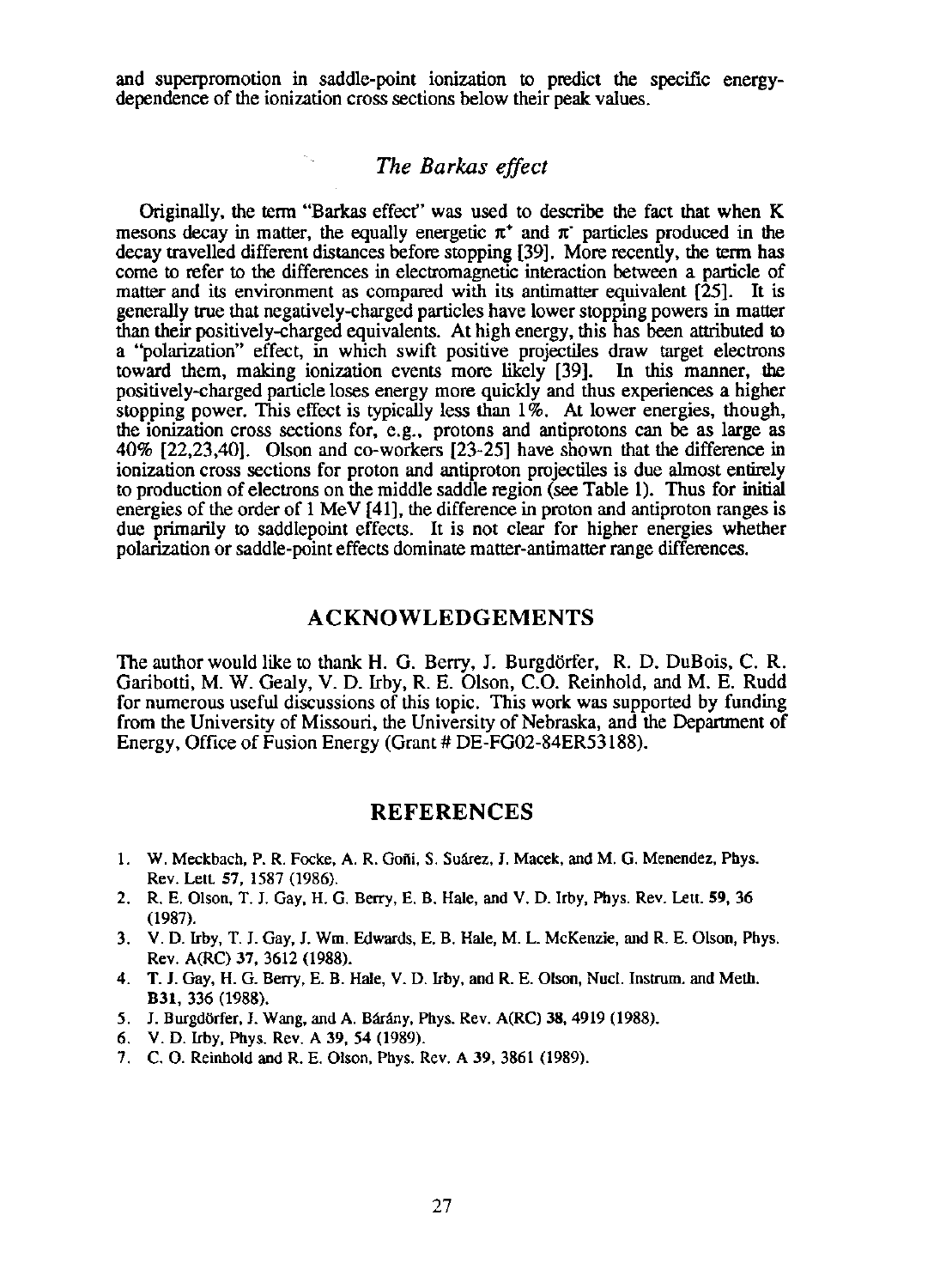and superpromotion in saddle-point ionization to predict the specific energy-dependence of the ionization cross sections below their peak values.

### *The Barkas effect*

Originally, the term "Barkas effect" was used to describe the fact that when K mesons decay in matter, the equally energetic $\pi^+$ and $\pi^-$ particles produced in the decay travelled different distances before stopping [39]. More recently, the term has come to refer to the differences in electromagnetic interaction between a particle of matter and its environment as compared with its antimatter equivalent [25]. It is generally true that negatively-charged particles have lower stopping powers in matter than their positively-charged equivalents. At high energy, this has been attributed to a "polarization" effect, in which swift positive projectiles draw target electrons toward them, making ionization events more likely [39]. In this manner, the positively-charged particle loses energy more quickly and thus experiences a higher stopping power. This effect is typically less than 1%. At lower energies, though, the ionization cross sections for, e.g., protons and antiprotons can be as large as 40% [22,23,40]. Olson and co-workers [23-25] have shown that the difference in ionization cross sections for proton and antiproton projectiles is due almost entirely to production of electrons on the middle saddle region (see Table 1). Thus for initial energies of the order of 1 MeV [41], the difference in proton and antiproton ranges is due primarily to saddlepoint effects. It is not clear for higher energies whether polarization or saddle-point effects dominate matter-antimatter range differences.

## ACKNOWLEDGEMENTS

The author would like to thank H. G. Berry, J. Burgdörfer, R. D. DuBois, C. R. Garibotti, M. W. Gealy, V. D. Irby, R. E. Olson, C.O. Reinhold, and M. E. Rudd for numerous useful discussions of this topic. This work was supported by funding from the University of Missouri, the University of Nebraska, and the Department of Energy, Office of Fusion Energy (Grant # DE-FG02-84ER53188).

## REFERENCES

1. W. Meckbach, P. R. Focke, A. R. Goñi, S. Suárez, J. Macek, and M. G. Menendez, Phys. Rev. Lett. **57**, 1587 (1986).
2. R. E. Olson, T. J. Gay, H. G. Berry, E. B. Hale, and V. D. Irby, Phys. Rev. Lett. **59**, 36 (1987).
3. V. D. Irby, T. J. Gay, J. Wm. Edwards, E. B. Hale, M. L. McKenzie, and R. E. Olson, Phys. Rev. A(RC) **37**, 3612 (1988).
4. T. J. Gay, H. G. Berry, E. B. Hale, V. D. Irby, and R. E. Olson, Nucl. Instrum. and Meth. **B31**, 336 (1988).
5. J. Burgdörfer, J. Wang, and A. Bárány, Phys. Rev. A(RC) **38**, 4919 (1988).
6. V. D. Irby, Phys. Rev. A **39**, 54 (1989).
7. C. O. Reinhold and R. E. Olson, Phys. Rev. A **39**, 3861 (1989).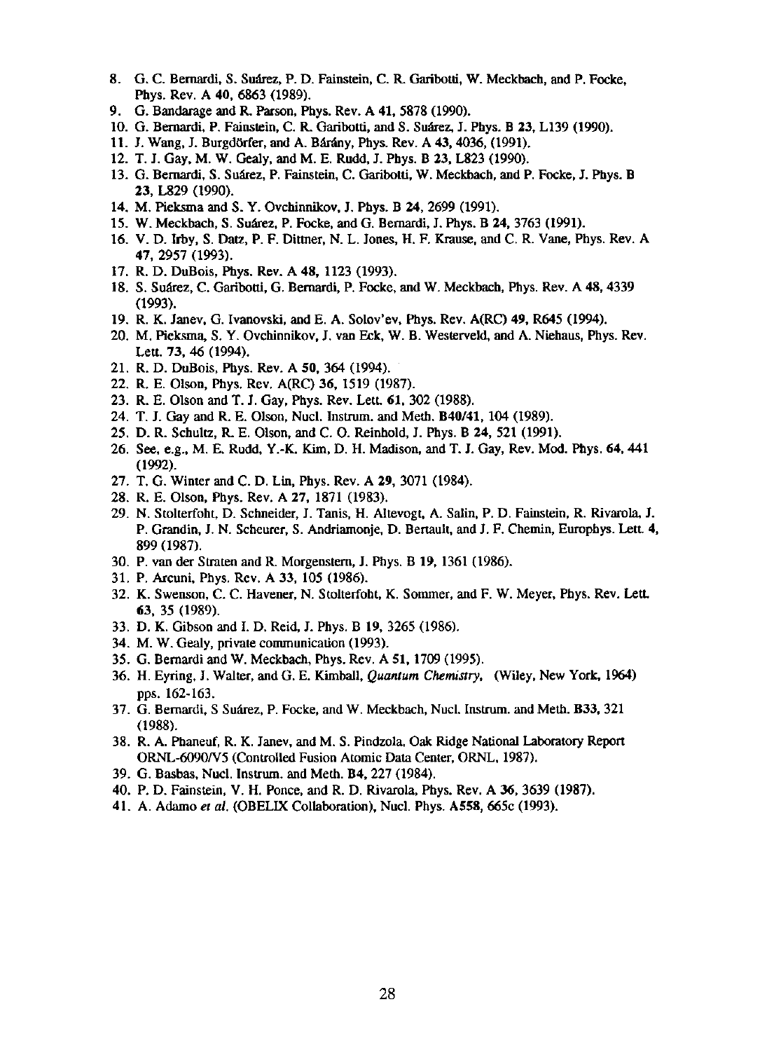8. G. C. Bernardi, S. Suárez, P. D. Fainstein, C. R. Garibotti, W. Meckbach, and P. Focke, Phys. Rev. A **40**, 6863 (1989).
9. G. Bandarage and R. Parson, Phys. Rev. A **41**, 5878 (1990).
10. G. Bernardi, P. Fainstein, C. R. Garibotti, and S. Suárez, J. Phys. B **23**, L139 (1990).
11. J. Wang, J. Burgdörfer, and A. Bárány, Phys. Rev. A **43**, 4036, (1991).
12. T. J. Gay, M. W. Gealy, and M. E. Rudd, J. Phys. B **23**, L823 (1990).
13. G. Bernardi, S. Suárez, P. Fainstein, C. Garibotti, W. Meckbach, and P. Focke, J. Phys. B **23**, L829 (1990).
14. M. Pieksma and S. Y. Ovchinnikov, J. Phys. B **24**, 2699 (1991).
15. W. Meckbach, S. Suárez, P. Focke, and G. Bernardi, J. Phys. B **24**, 3763 (1991).
16. V. D. Irby, S. Datz, P. F. Dittner, N. L. Jones, H. F. Krause, and C. R. Vane, Phys. Rev. A **47**, 2957 (1993).
17. R. D. DuBois, Phys. Rev. A **48**, 1123 (1993).
18. S. Suárez, C. Garibotti, G. Bernardi, P. Focke, and W. Meckbach, Phys. Rev. A **48**, 4339 (1993).
19. R. K. Janev, G. Ivanovski, and E. A. Solov'ev, Phys. Rev. A(RC) **49**, R645 (1994).
20. M. Pieksma, S. Y. Ovchinnikov, J. van Eck, W. B. Westerveld, and A. Niehaus, Phys. Rev. Lett. **73**, 46 (1994).
21. R. D. DuBois, Phys. Rev. A **50**, 364 (1994).
22. R. E. Olson, Phys. Rev. A(RC) **36**, 1519 (1987).
23. R. E. Olson and T. J. Gay, Phys. Rev. Lett. **61**, 302 (1988).
24. T. J. Gay and R. E. Olson, Nucl. Instrum. and Meth. **B40/41**, 104 (1989).
25. D. R. Schultz, R. E. Olson, and C. O. Reinhold, J. Phys. B **24**, 521 (1991).
26. See, e.g., M. E. Rudd, Y.-K. Kim, D. H. Madison, and T. J. Gay, Rev. Mod. Phys. **64**, 441 (1992).
27. T. G. Winter and C. D. Lin, Phys. Rev. A **29**, 3071 (1984).
28. R. E. Olson, Phys. Rev. A **27**, 1871 (1983).
29. N. Stolterfoht, D. Schneider, J. Tanis, H. Altevogt, A. Salin, P. D. Fainstein, R. Rivarola, J. P. Grandin, J. N. Scheurer, S. Andriamonje, D. Bertault, and J. F. Chemin, Europhys. Lett. **4**, 899 (1987).
30. P. van der Straten and R. Morgenstern, J. Phys. B **19**, 1361 (1986).
31. P. Arcuni, Phys. Rev. A **33**, 105 (1986).
32. K. Swenson, C. C. Havener, N. Stolterfoht, K. Sommer, and F. W. Meyer, Phys. Rev. Lett. **63**, 35 (1989).
33. D. K. Gibson and I. D. Reid, J. Phys. B **19**, 3265 (1986).
34. M. W. Gealy, private communication (1993).
35. G. Bernardi and W. Meckbach, Phys. Rev. A **51**, 1709 (1995).
36. H. Eyring, J. Walter, and G. E. Kimball, *Quantum Chemistry*, (Wiley, New York, 1964) pps. 162-163.
37. G. Bernardi, S Suárez, P. Focke, and W. Meckbach, Nucl. Instrum. and Meth. **B33**, 321 (1988).
38. R. A. Phaneuf, R. K. Janev, and M. S. Pindzola, Oak Ridge National Laboratory Report ORNL-6090/V5 (Controlled Fusion Atomic Data Center, ORNL, 1987).
39. G. Basbas, Nucl. Instrum. and Meth. **B4**, 227 (1984).
40. P. D. Fainstein, V. H. Ponce, and R. D. Rivarola, Phys. Rev. A **36**, 3639 (1987).
41. A. Adamo *et al.* (OBELIX Collaboration), Nucl. Phys. **A558**, 665c (1993).